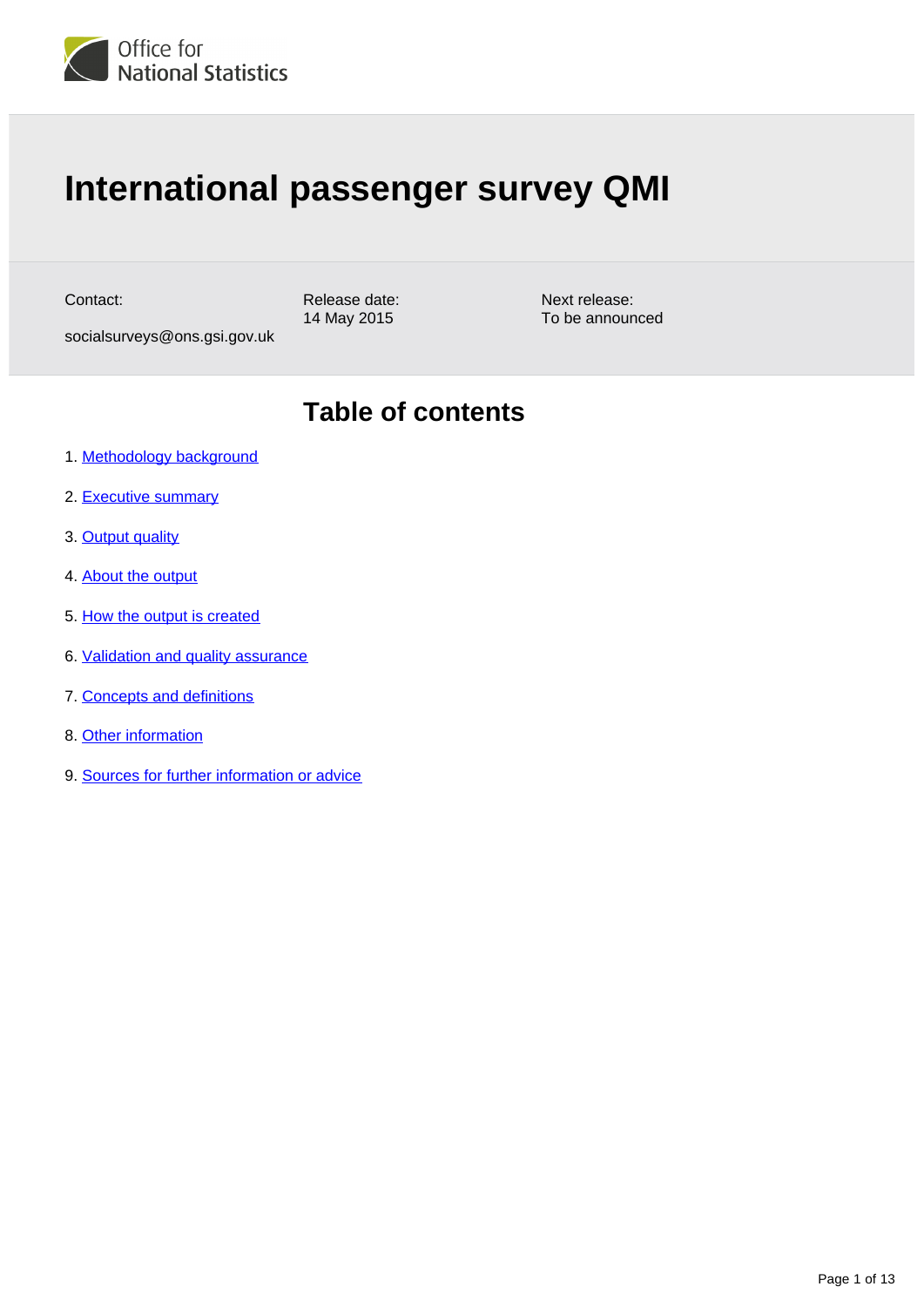Office for National Statistics

# International passenger survey QMI

Contact:
socialsurveys@ons.gsi.gov.uk

Release date:
14 May 2015

Next release:
To be announced

## Table of contents

1. Methodology background
2. Executive summary
3. Output quality
4. About the output
5. How the output is created
6. Validation and quality assurance
7. Concepts and definitions
8. Other information
9. Sources for further information or advice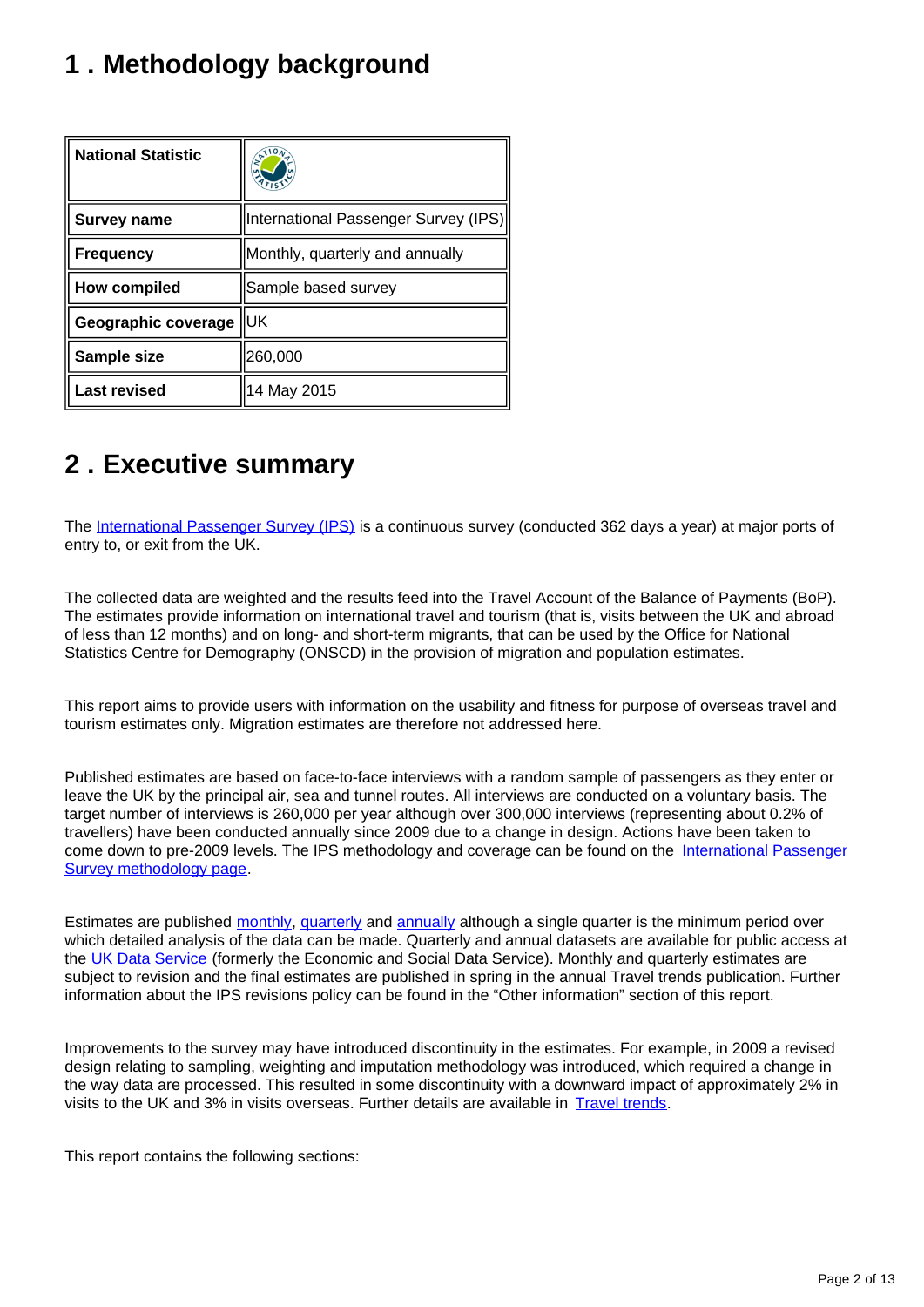# 1 . Methodology background

| National Statistic | |
|---|---|
| **Survey name** | International Passenger Survey (IPS) |
| **Frequency** | Monthly, quarterly and annually |
| **How compiled** | Sample based survey |
| **Geographic coverage** | UK |
| **Sample size** | 260,000 |
| **Last revised** | 14 May 2015 |

# 2 . Executive summary

The International Passenger Survey (IPS) is a continuous survey (conducted 362 days a year) at major ports of entry to, or exit from the UK.

The collected data are weighted and the results feed into the Travel Account of the Balance of Payments (BoP). The estimates provide information on international travel and tourism (that is, visits between the UK and abroad of less than 12 months) and on long- and short-term migrants, that can be used by the Office for National Statistics Centre for Demography (ONSCD) in the provision of migration and population estimates.

This report aims to provide users with information on the usability and fitness for purpose of overseas travel and tourism estimates only. Migration estimates are therefore not addressed here.

Published estimates are based on face-to-face interviews with a random sample of passengers as they enter or leave the UK by the principal air, sea and tunnel routes. All interviews are conducted on a voluntary basis. The target number of interviews is 260,000 per year although over 300,000 interviews (representing about 0.2% of travellers) have been conducted annually since 2009 due to a change in design. Actions have been taken to come down to pre-2009 levels. The IPS methodology and coverage can be found on the International Passenger Survey methodology page.

Estimates are published monthly, quarterly and annually although a single quarter is the minimum period over which detailed analysis of the data can be made. Quarterly and annual datasets are available for public access at the UK Data Service (formerly the Economic and Social Data Service). Monthly and quarterly estimates are subject to revision and the final estimates are published in spring in the annual Travel trends publication. Further information about the IPS revisions policy can be found in the “Other information” section of this report.

Improvements to the survey may have introduced discontinuity in the estimates. For example, in 2009 a revised design relating to sampling, weighting and imputation methodology was introduced, which required a change in the way data are processed. This resulted in some discontinuity with a downward impact of approximately 2% in visits to the UK and 3% in visits overseas. Further details are available in Travel trends.

This report contains the following sections: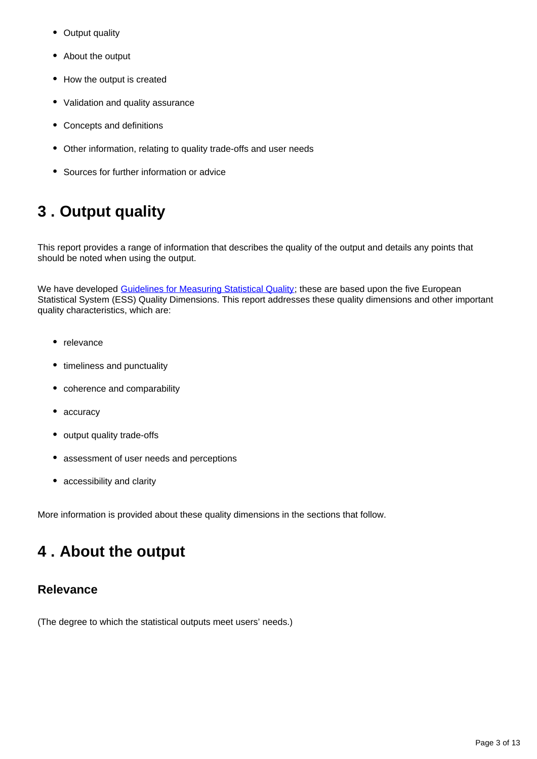- Output quality
- About the output
- How the output is created
- Validation and quality assurance
- Concepts and definitions
- Other information, relating to quality trade-offs and user needs
- Sources for further information or advice

## 3 . Output quality

This report provides a range of information that describes the quality of the output and details any points that should be noted when using the output.

We have developed [Guidelines for Measuring Statistical Quality](); these are based upon the five European Statistical System (ESS) Quality Dimensions. This report addresses these quality dimensions and other important quality characteristics, which are:

- relevance
- timeliness and punctuality
- coherence and comparability
- accuracy
- output quality trade-offs
- assessment of user needs and perceptions
- accessibility and clarity

More information is provided about these quality dimensions in the sections that follow.

## 4 . About the output

### Relevance

(The degree to which the statistical outputs meet users' needs.)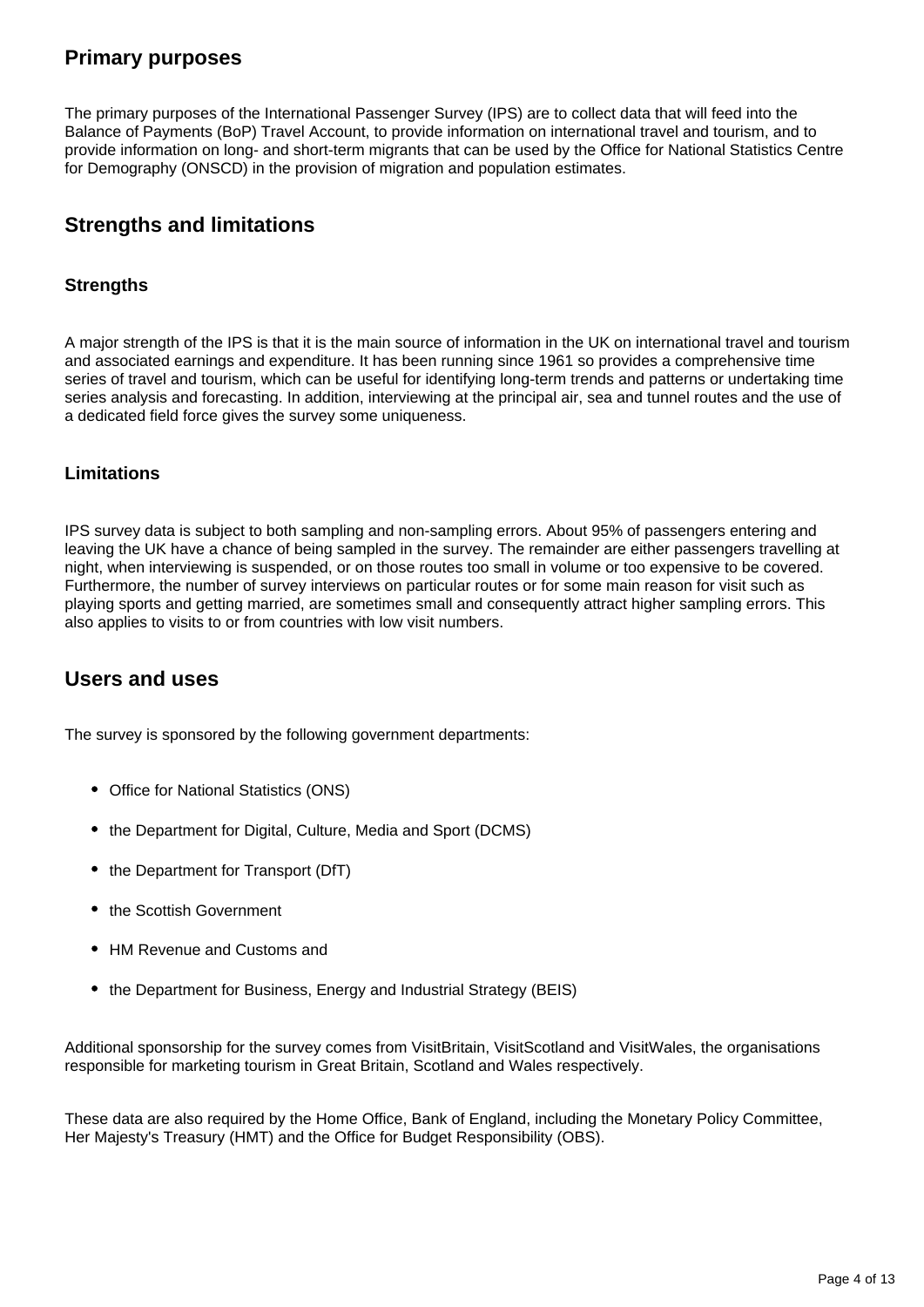## Primary purposes

The primary purposes of the International Passenger Survey (IPS) are to collect data that will feed into the Balance of Payments (BoP) Travel Account, to provide information on international travel and tourism, and to provide information on long- and short-term migrants that can be used by the Office for National Statistics Centre for Demography (ONSCD) in the provision of migration and population estimates.

## Strengths and limitations

### Strengths

A major strength of the IPS is that it is the main source of information in the UK on international travel and tourism and associated earnings and expenditure. It has been running since 1961 so provides a comprehensive time series of travel and tourism, which can be useful for identifying long-term trends and patterns or undertaking time series analysis and forecasting. In addition, interviewing at the principal air, sea and tunnel routes and the use of a dedicated field force gives the survey some uniqueness.

### Limitations

IPS survey data is subject to both sampling and non-sampling errors. About 95% of passengers entering and leaving the UK have a chance of being sampled in the survey. The remainder are either passengers travelling at night, when interviewing is suspended, or on those routes too small in volume or too expensive to be covered. Furthermore, the number of survey interviews on particular routes or for some main reason for visit such as playing sports and getting married, are sometimes small and consequently attract higher sampling errors. This also applies to visits to or from countries with low visit numbers.

## Users and uses

The survey is sponsored by the following government departments:

- Office for National Statistics (ONS)
- the Department for Digital, Culture, Media and Sport (DCMS)
- the Department for Transport (DfT)
- the Scottish Government
- HM Revenue and Customs and
- the Department for Business, Energy and Industrial Strategy (BEIS)

Additional sponsorship for the survey comes from VisitBritain, VisitScotland and VisitWales, the organisations responsible for marketing tourism in Great Britain, Scotland and Wales respectively.

These data are also required by the Home Office, Bank of England, including the Monetary Policy Committee, Her Majesty's Treasury (HMT) and the Office for Budget Responsibility (OBS).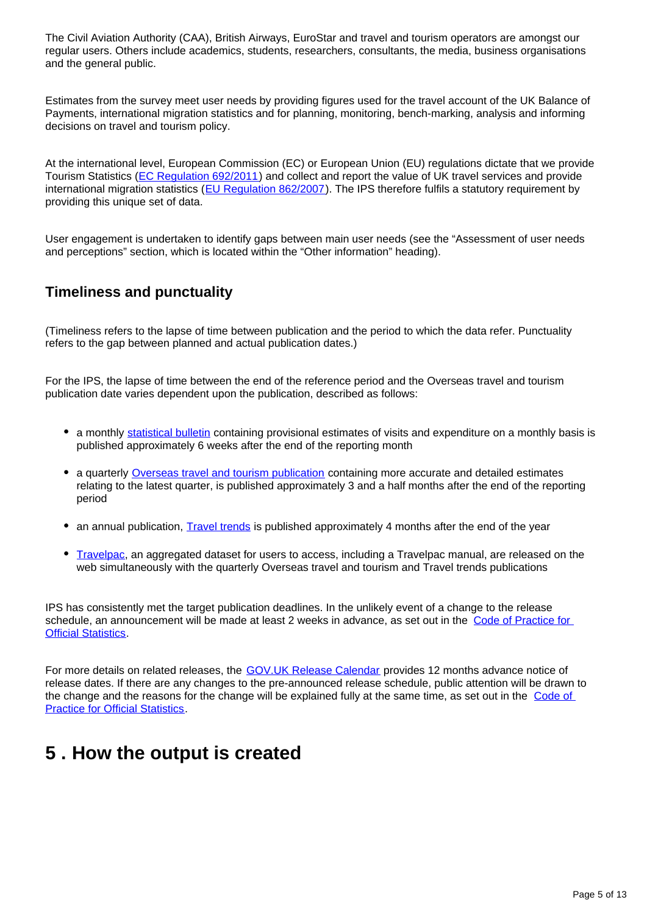The Civil Aviation Authority (CAA), British Airways, EuroStar and travel and tourism operators are amongst our regular users. Others include academics, students, researchers, consultants, the media, business organisations and the general public.

Estimates from the survey meet user needs by providing figures used for the travel account of the UK Balance of Payments, international migration statistics and for planning, monitoring, bench-marking, analysis and informing decisions on travel and tourism policy.

At the international level, European Commission (EC) or European Union (EU) regulations dictate that we provide Tourism Statistics (EC Regulation 692/2011) and collect and report the value of UK travel services and provide international migration statistics (EU Regulation 862/2007). The IPS therefore fulfils a statutory requirement by providing this unique set of data.

User engagement is undertaken to identify gaps between main user needs (see the “Assessment of user needs and perceptions” section, which is located within the “Other information” heading).

### Timeliness and punctuality

(Timeliness refers to the lapse of time between publication and the period to which the data refer. Punctuality refers to the gap between planned and actual publication dates.)

For the IPS, the lapse of time between the end of the reference period and the Overseas travel and tourism publication date varies dependent upon the publication, described as follows:

- a monthly statistical bulletin containing provisional estimates of visits and expenditure on a monthly basis is published approximately 6 weeks after the end of the reporting month
- a quarterly Overseas travel and tourism publication containing more accurate and detailed estimates relating to the latest quarter, is published approximately 3 and a half months after the end of the reporting period
- an annual publication, Travel trends is published approximately 4 months after the end of the year
- Travelpac, an aggregated dataset for users to access, including a Travelpac manual, are released on the web simultaneously with the quarterly Overseas travel and tourism and Travel trends publications

IPS has consistently met the target publication deadlines. In the unlikely event of a change to the release schedule, an announcement will be made at least 2 weeks in advance, as set out in the Code of Practice for Official Statistics.

For more details on related releases, the GOV.UK Release Calendar provides 12 months advance notice of release dates. If there are any changes to the pre-announced release schedule, public attention will be drawn to the change and the reasons for the change will be explained fully at the same time, as set out in the Code of Practice for Official Statistics.

## 5 . How the output is created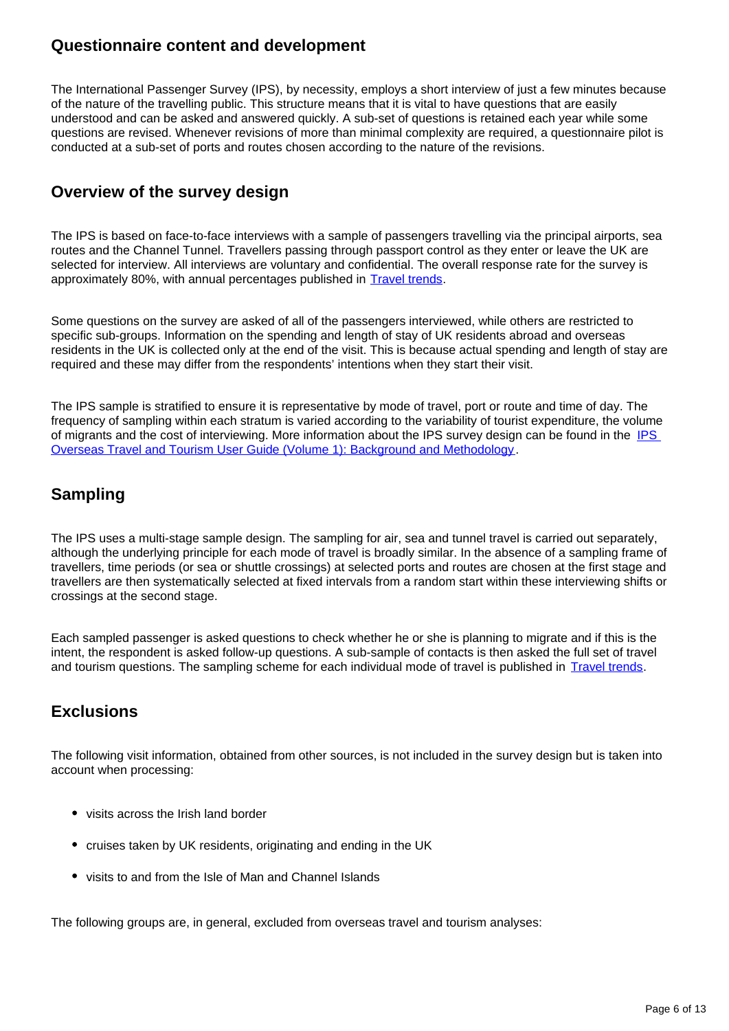## Questionnaire content and development

The International Passenger Survey (IPS), by necessity, employs a short interview of just a few minutes because of the nature of the travelling public. This structure means that it is vital to have questions that are easily understood and can be asked and answered quickly. A sub-set of questions is retained each year while some questions are revised. Whenever revisions of more than minimal complexity are required, a questionnaire pilot is conducted at a sub-set of ports and routes chosen according to the nature of the revisions.

## Overview of the survey design

The IPS is based on face-to-face interviews with a sample of passengers travelling via the principal airports, sea routes and the Channel Tunnel. Travellers passing through passport control as they enter or leave the UK are selected for interview. All interviews are voluntary and confidential. The overall response rate for the survey is approximately 80%, with annual percentages published in [Travel trends](#).

Some questions on the survey are asked of all of the passengers interviewed, while others are restricted to specific sub-groups. Information on the spending and length of stay of UK residents abroad and overseas residents in the UK is collected only at the end of the visit. This is because actual spending and length of stay are required and these may differ from the respondents' intentions when they start their visit.

The IPS sample is stratified to ensure it is representative by mode of travel, port or route and time of day. The frequency of sampling within each stratum is varied according to the variability of tourist expenditure, the volume of migrants and the cost of interviewing. More information about the IPS survey design can be found in the [IPS Overseas Travel and Tourism User Guide (Volume 1): Background and Methodology](#).

## Sampling

The IPS uses a multi-stage sample design. The sampling for air, sea and tunnel travel is carried out separately, although the underlying principle for each mode of travel is broadly similar. In the absence of a sampling frame of travellers, time periods (or sea or shuttle crossings) at selected ports and routes are chosen at the first stage and travellers are then systematically selected at fixed intervals from a random start within these interviewing shifts or crossings at the second stage.

Each sampled passenger is asked questions to check whether he or she is planning to migrate and if this is the intent, the respondent is asked follow-up questions. A sub-sample of contacts is then asked the full set of travel and tourism questions. The sampling scheme for each individual mode of travel is published in [Travel trends](#).

## Exclusions

The following visit information, obtained from other sources, is not included in the survey design but is taken into account when processing:

- visits across the Irish land border
- cruises taken by UK residents, originating and ending in the UK
- visits to and from the Isle of Man and Channel Islands

The following groups are, in general, excluded from overseas travel and tourism analyses: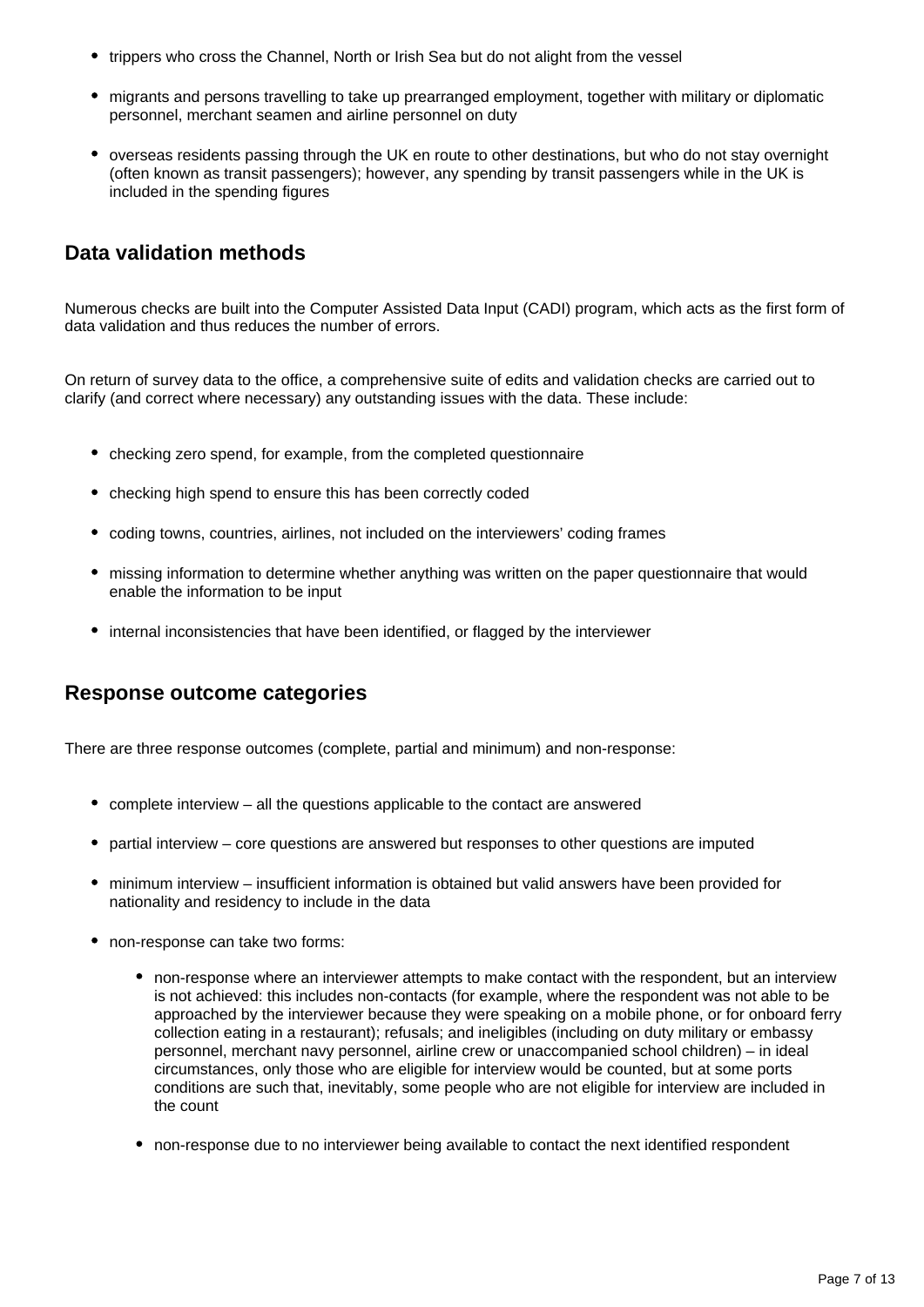- trippers who cross the Channel, North or Irish Sea but do not alight from the vessel
- migrants and persons travelling to take up prearranged employment, together with military or diplomatic personnel, merchant seamen and airline personnel on duty
- overseas residents passing through the UK en route to other destinations, but who do not stay overnight (often known as transit passengers); however, any spending by transit passengers while in the UK is included in the spending figures

## Data validation methods

Numerous checks are built into the Computer Assisted Data Input (CADI) program, which acts as the first form of data validation and thus reduces the number of errors.

On return of survey data to the office, a comprehensive suite of edits and validation checks are carried out to clarify (and correct where necessary) any outstanding issues with the data. These include:

- checking zero spend, for example, from the completed questionnaire
- checking high spend to ensure this has been correctly coded
- coding towns, countries, airlines, not included on the interviewers' coding frames
- missing information to determine whether anything was written on the paper questionnaire that would enable the information to be input
- internal inconsistencies that have been identified, or flagged by the interviewer

## Response outcome categories

There are three response outcomes (complete, partial and minimum) and non-response:

- complete interview – all the questions applicable to the contact are answered
- partial interview – core questions are answered but responses to other questions are imputed
- minimum interview – insufficient information is obtained but valid answers have been provided for nationality and residency to include in the data
- non-response can take two forms:
  - non-response where an interviewer attempts to make contact with the respondent, but an interview is not achieved: this includes non-contacts (for example, where the respondent was not able to be approached by the interviewer because they were speaking on a mobile phone, or for onboard ferry collection eating in a restaurant); refusals; and ineligibles (including on duty military or embassy personnel, merchant navy personnel, airline crew or unaccompanied school children) – in ideal circumstances, only those who are eligible for interview would be counted, but at some ports conditions are such that, inevitably, some people who are not eligible for interview are included in the count
  - non-response due to no interviewer being available to contact the next identified respondent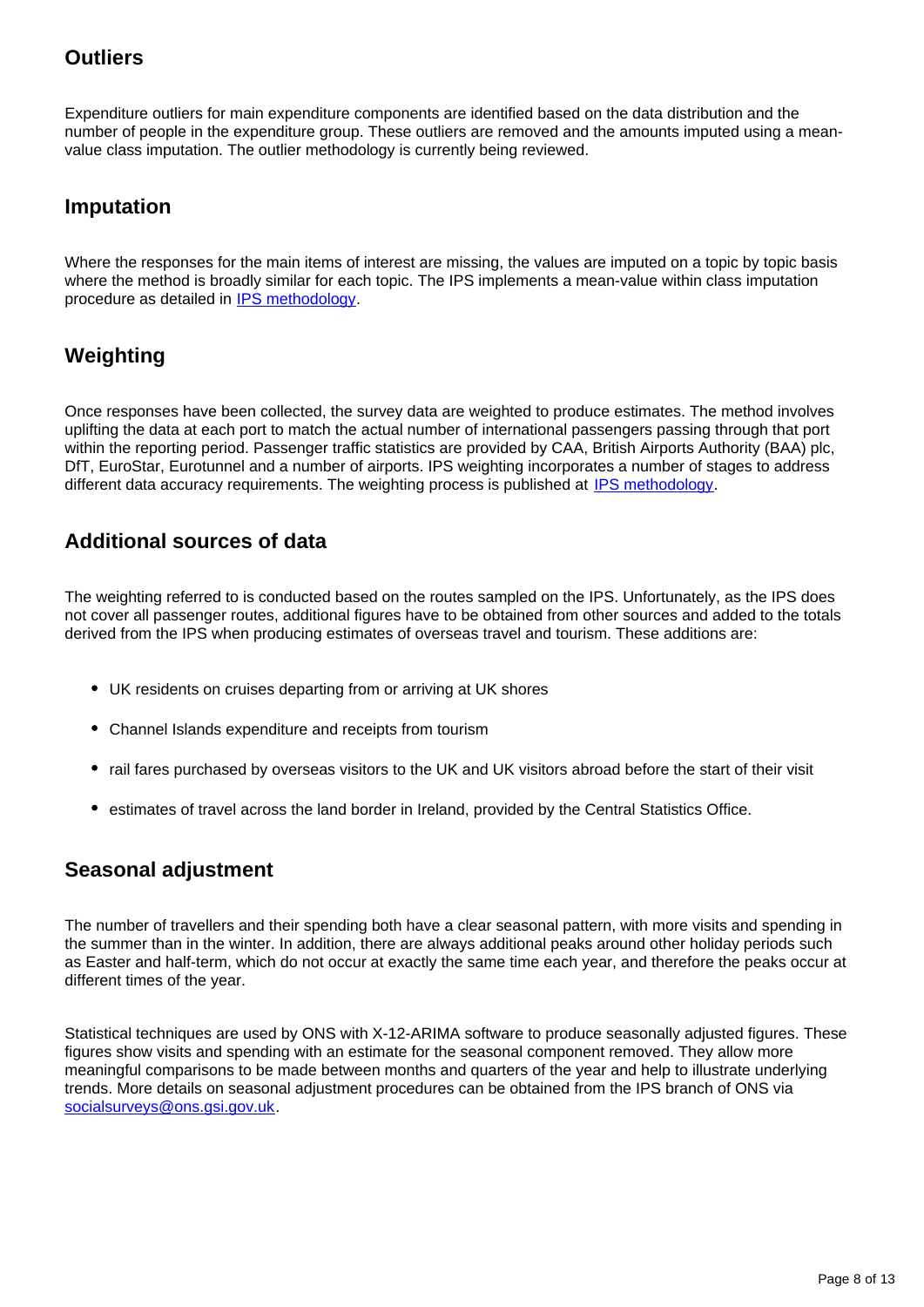## Outliers

Expenditure outliers for main expenditure components are identified based on the data distribution and the number of people in the expenditure group. These outliers are removed and the amounts imputed using a mean-value class imputation. The outlier methodology is currently being reviewed.

## Imputation

Where the responses for the main items of interest are missing, the values are imputed on a topic by topic basis where the method is broadly similar for each topic. The IPS implements a mean-value within class imputation procedure as detailed in [IPS methodology](IPS methodology).

## Weighting

Once responses have been collected, the survey data are weighted to produce estimates. The method involves uplifting the data at each port to match the actual number of international passengers passing through that port within the reporting period. Passenger traffic statistics are provided by CAA, British Airports Authority (BAA) plc, DfT, EuroStar, Eurotunnel and a number of airports. IPS weighting incorporates a number of stages to address different data accuracy requirements. The weighting process is published at [IPS methodology](IPS methodology).

## Additional sources of data

The weighting referred to is conducted based on the routes sampled on the IPS. Unfortunately, as the IPS does not cover all passenger routes, additional figures have to be obtained from other sources and added to the totals derived from the IPS when producing estimates of overseas travel and tourism. These additions are:

- UK residents on cruises departing from or arriving at UK shores
- Channel Islands expenditure and receipts from tourism
- rail fares purchased by overseas visitors to the UK and UK visitors abroad before the start of their visit
- estimates of travel across the land border in Ireland, provided by the Central Statistics Office.

## Seasonal adjustment

The number of travellers and their spending both have a clear seasonal pattern, with more visits and spending in the summer than in the winter. In addition, there are always additional peaks around other holiday periods such as Easter and half-term, which do not occur at exactly the same time each year, and therefore the peaks occur at different times of the year.

Statistical techniques are used by ONS with X-12-ARIMA software to produce seasonally adjusted figures. These figures show visits and spending with an estimate for the seasonal component removed. They allow more meaningful comparisons to be made between months and quarters of the year and help to illustrate underlying trends. More details on seasonal adjustment procedures can be obtained from the IPS branch of ONS via [socialsurveys@ons.gsi.gov.uk](mailto:socialsurveys@ons.gsi.gov.uk).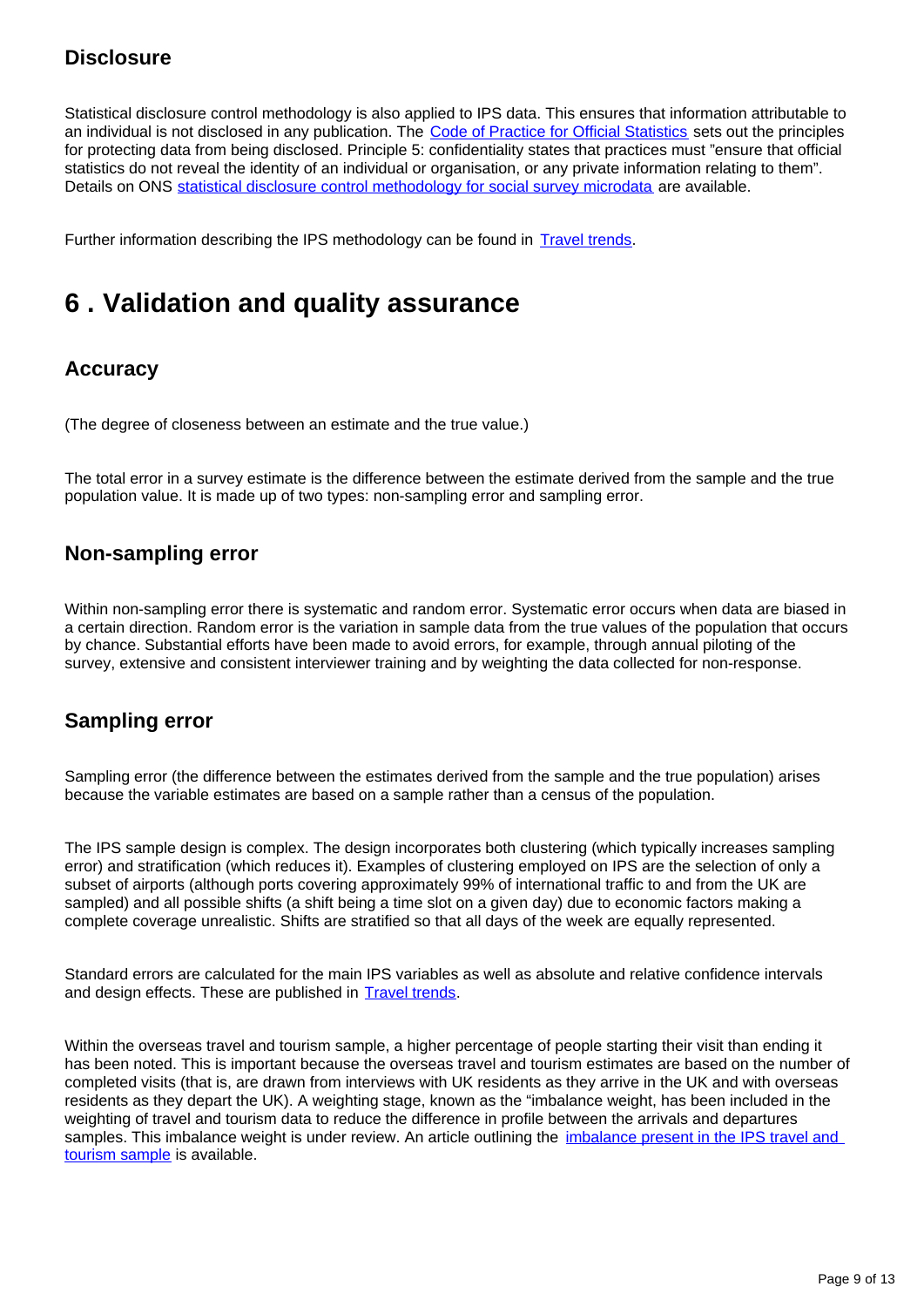### Disclosure

Statistical disclosure control methodology is also applied to IPS data. This ensures that information attributable to an individual is not disclosed in any publication. The Code of Practice for Official Statistics sets out the principles for protecting data from being disclosed. Principle 5: confidentiality states that practices must "ensure that official statistics do not reveal the identity of an individual or organisation, or any private information relating to them". Details on ONS statistical disclosure control methodology for social survey microdata are available.

Further information describing the IPS methodology can be found in Travel trends.

## 6 . Validation and quality assurance

### Accuracy

(The degree of closeness between an estimate and the true value.)

The total error in a survey estimate is the difference between the estimate derived from the sample and the true population value. It is made up of two types: non-sampling error and sampling error.

### Non-sampling error

Within non-sampling error there is systematic and random error. Systematic error occurs when data are biased in a certain direction. Random error is the variation in sample data from the true values of the population that occurs by chance. Substantial efforts have been made to avoid errors, for example, through annual piloting of the survey, extensive and consistent interviewer training and by weighting the data collected for non-response.

### Sampling error

Sampling error (the difference between the estimates derived from the sample and the true population) arises because the variable estimates are based on a sample rather than a census of the population.

The IPS sample design is complex. The design incorporates both clustering (which typically increases sampling error) and stratification (which reduces it). Examples of clustering employed on IPS are the selection of only a subset of airports (although ports covering approximately 99% of international traffic to and from the UK are sampled) and all possible shifts (a shift being a time slot on a given day) due to economic factors making a complete coverage unrealistic. Shifts are stratified so that all days of the week are equally represented.

Standard errors are calculated for the main IPS variables as well as absolute and relative confidence intervals and design effects. These are published in Travel trends.

Within the overseas travel and tourism sample, a higher percentage of people starting their visit than ending it has been noted. This is important because the overseas travel and tourism estimates are based on the number of completed visits (that is, are drawn from interviews with UK residents as they arrive in the UK and with overseas residents as they depart the UK). A weighting stage, known as the "imbalance weight, has been included in the weighting of travel and tourism data to reduce the difference in profile between the arrivals and departures samples. This imbalance weight is under review. An article outlining the imbalance present in the IPS travel and tourism sample is available.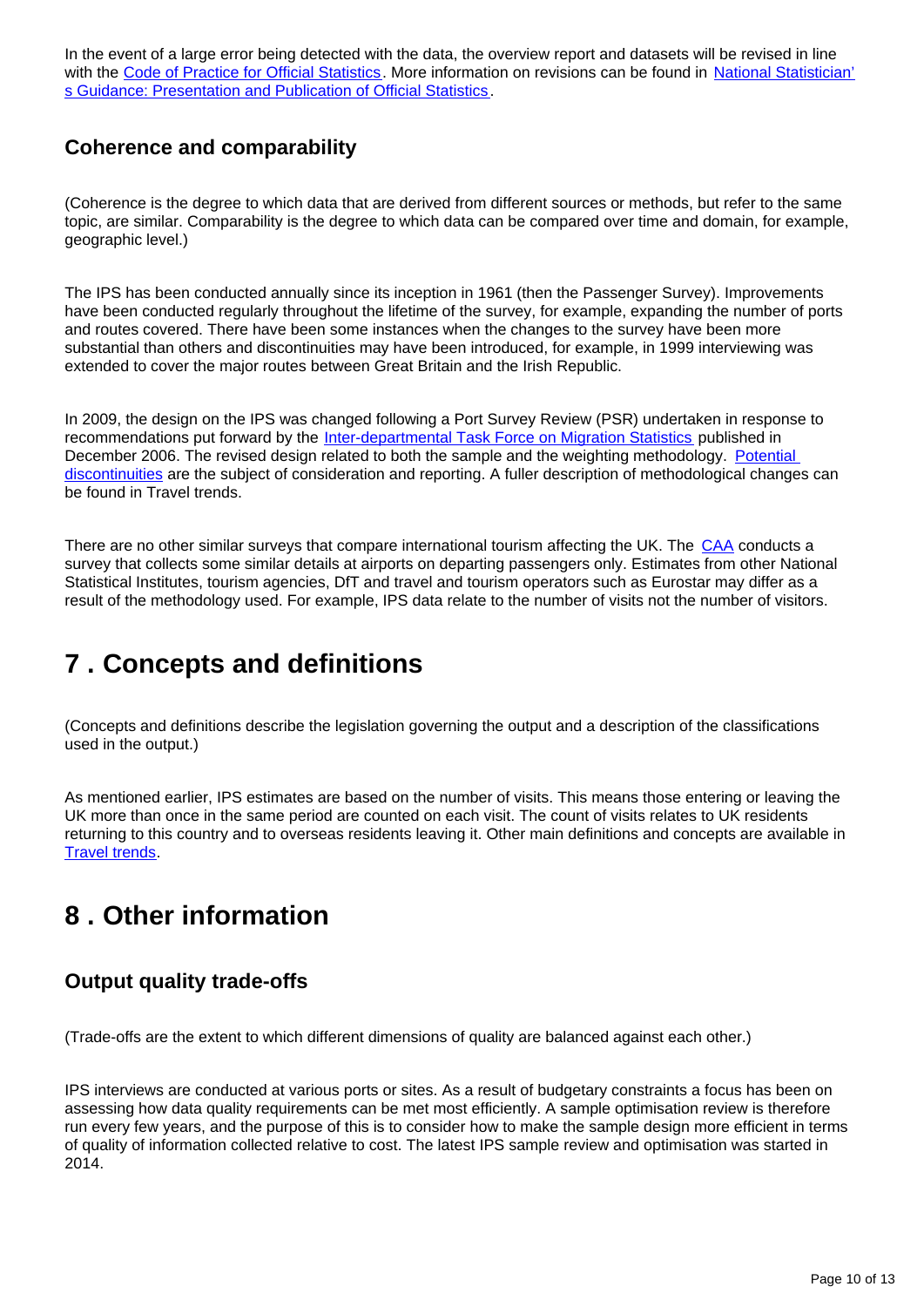In the event of a large error being detected with the data, the overview report and datasets will be revised in line with the [Code of Practice for Official Statistics](). More information on revisions can be found in [National Statistician's Guidance: Presentation and Publication of Official Statistics]().

### Coherence and comparability

(Coherence is the degree to which data that are derived from different sources or methods, but refer to the same topic, are similar. Comparability is the degree to which data can be compared over time and domain, for example, geographic level.)

The IPS has been conducted annually since its inception in 1961 (then the Passenger Survey). Improvements have been conducted regularly throughout the lifetime of the survey, for example, expanding the number of ports and routes covered. There have been some instances when the changes to the survey have been more substantial than others and discontinuities may have been introduced, for example, in 1999 interviewing was extended to cover the major routes between Great Britain and the Irish Republic.

In 2009, the design on the IPS was changed following a Port Survey Review (PSR) undertaken in response to recommendations put forward by the [Inter-departmental Task Force on Migration Statistics]() published in December 2006. The revised design related to both the sample and the weighting methodology. [Potential discontinuities]() are the subject of consideration and reporting. A fuller description of methodological changes can be found in Travel trends.

There are no other similar surveys that compare international tourism affecting the UK. The [CAA]() conducts a survey that collects some similar details at airports on departing passengers only. Estimates from other National Statistical Institutes, tourism agencies, DfT and travel and tourism operators such as Eurostar may differ as a result of the methodology used. For example, IPS data relate to the number of visits not the number of visitors.

## 7 . Concepts and definitions

(Concepts and definitions describe the legislation governing the output and a description of the classifications used in the output.)

As mentioned earlier, IPS estimates are based on the number of visits. This means those entering or leaving the UK more than once in the same period are counted on each visit. The count of visits relates to UK residents returning to this country and to overseas residents leaving it. Other main definitions and concepts are available in [Travel trends]().

## 8 . Other information

### Output quality trade-offs

(Trade-offs are the extent to which different dimensions of quality are balanced against each other.)

IPS interviews are conducted at various ports or sites. As a result of budgetary constraints a focus has been on assessing how data quality requirements can be met most efficiently. A sample optimisation review is therefore run every few years, and the purpose of this is to consider how to make the sample design more efficient in terms of quality of information collected relative to cost. The latest IPS sample review and optimisation was started in 2014.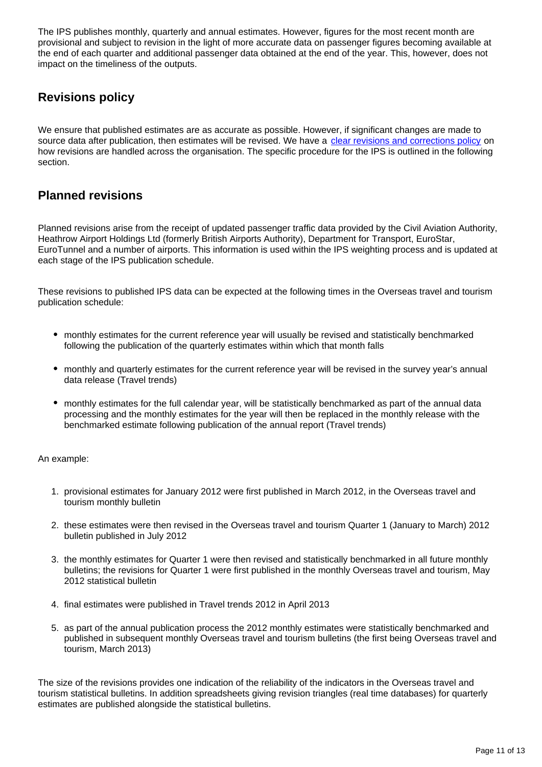The IPS publishes monthly, quarterly and annual estimates. However, figures for the most recent month are provisional and subject to revision in the light of more accurate data on passenger figures becoming available at the end of each quarter and additional passenger data obtained at the end of the year. This, however, does not impact on the timeliness of the outputs.

## Revisions policy

We ensure that published estimates are as accurate as possible. However, if significant changes are made to source data after publication, then estimates will be revised. We have a [clear revisions and corrections policy](#) on how revisions are handled across the organisation. The specific procedure for the IPS is outlined in the following section.

## Planned revisions

Planned revisions arise from the receipt of updated passenger traffic data provided by the Civil Aviation Authority, Heathrow Airport Holdings Ltd (formerly British Airports Authority), Department for Transport, EuroStar, EuroTunnel and a number of airports. This information is used within the IPS weighting process and is updated at each stage of the IPS publication schedule.

These revisions to published IPS data can be expected at the following times in the Overseas travel and tourism publication schedule:

- monthly estimates for the current reference year will usually be revised and statistically benchmarked following the publication of the quarterly estimates within which that month falls
- monthly and quarterly estimates for the current reference year will be revised in the survey year's annual data release (Travel trends)
- monthly estimates for the full calendar year, will be statistically benchmarked as part of the annual data processing and the monthly estimates for the year will then be replaced in the monthly release with the benchmarked estimate following publication of the annual report (Travel trends)

An example:

1. provisional estimates for January 2012 were first published in March 2012, in the Overseas travel and tourism monthly bulletin
2. these estimates were then revised in the Overseas travel and tourism Quarter 1 (January to March) 2012 bulletin published in July 2012
3. the monthly estimates for Quarter 1 were then revised and statistically benchmarked in all future monthly bulletins; the revisions for Quarter 1 were first published in the monthly Overseas travel and tourism, May 2012 statistical bulletin
4. final estimates were published in Travel trends 2012 in April 2013
5. as part of the annual publication process the 2012 monthly estimates were statistically benchmarked and published in subsequent monthly Overseas travel and tourism bulletins (the first being Overseas travel and tourism, March 2013)

The size of the revisions provides one indication of the reliability of the indicators in the Overseas travel and tourism statistical bulletins. In addition spreadsheets giving revision triangles (real time databases) for quarterly estimates are published alongside the statistical bulletins.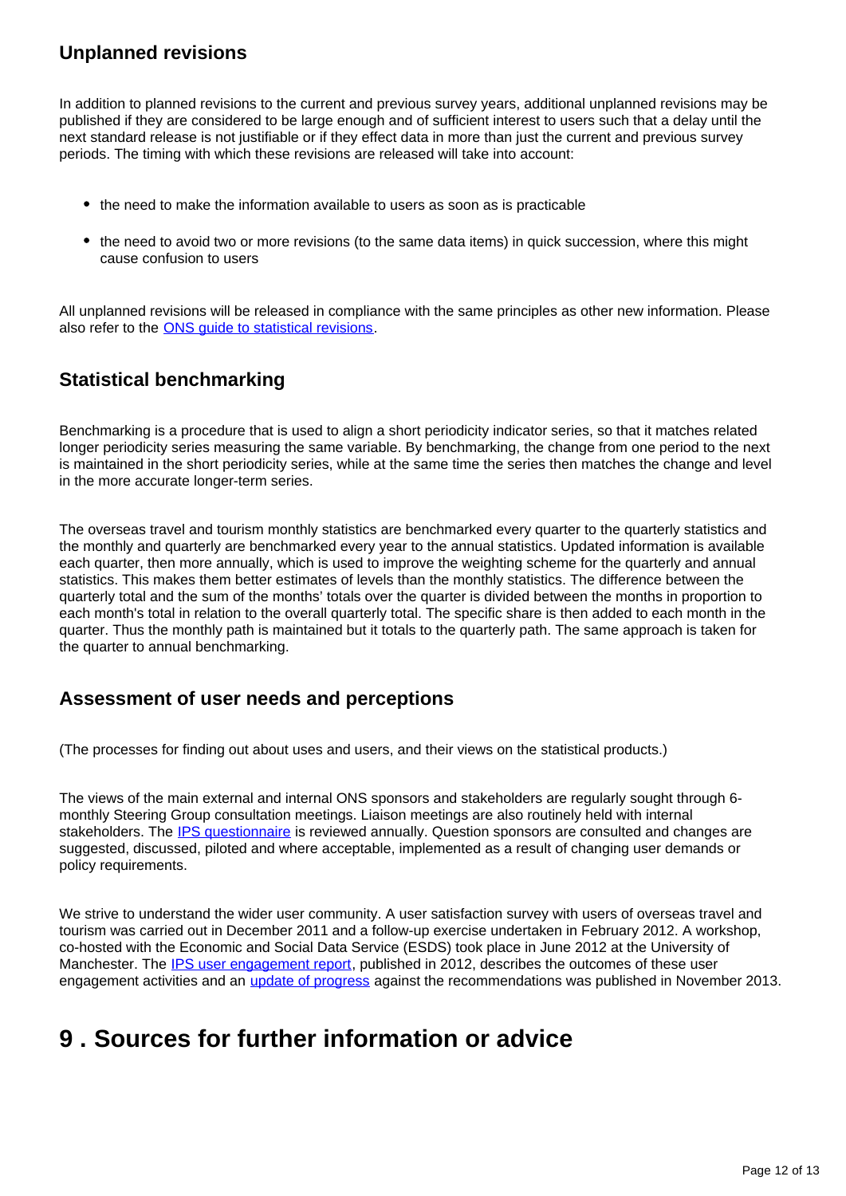### Unplanned revisions

In addition to planned revisions to the current and previous survey years, additional unplanned revisions may be published if they are considered to be large enough and of sufficient interest to users such that a delay until the next standard release is not justifiable or if they effect data in more than just the current and previous survey periods. The timing with which these revisions are released will take into account:

- the need to make the information available to users as soon as is practicable
- the need to avoid two or more revisions (to the same data items) in quick succession, where this might cause confusion to users

All unplanned revisions will be released in compliance with the same principles as other new information. Please also refer to the [ONS guide to statistical revisions](#).

### Statistical benchmarking

Benchmarking is a procedure that is used to align a short periodicity indicator series, so that it matches related longer periodicity series measuring the same variable. By benchmarking, the change from one period to the next is maintained in the short periodicity series, while at the same time the series then matches the change and level in the more accurate longer-term series.

The overseas travel and tourism monthly statistics are benchmarked every quarter to the quarterly statistics and the monthly and quarterly are benchmarked every year to the annual statistics. Updated information is available each quarter, then more annually, which is used to improve the weighting scheme for the quarterly and annual statistics. This makes them better estimates of levels than the monthly statistics. The difference between the quarterly total and the sum of the months' totals over the quarter is divided between the months in proportion to each month's total in relation to the overall quarterly total. The specific share is then added to each month in the quarter. Thus the monthly path is maintained but it totals to the quarterly path. The same approach is taken for the quarter to annual benchmarking.

### Assessment of user needs and perceptions

(The processes for finding out about uses and users, and their views on the statistical products.)

The views of the main external and internal ONS sponsors and stakeholders are regularly sought through 6-monthly Steering Group consultation meetings. Liaison meetings are also routinely held with internal stakeholders. The [IPS questionnaire](#) is reviewed annually. Question sponsors are consulted and changes are suggested, discussed, piloted and where acceptable, implemented as a result of changing user demands or policy requirements.

We strive to understand the wider user community. A user satisfaction survey with users of overseas travel and tourism was carried out in December 2011 and a follow-up exercise undertaken in February 2012. A workshop, co-hosted with the Economic and Social Data Service (ESDS) took place in June 2012 at the University of Manchester. The [IPS user engagement report](#), published in 2012, describes the outcomes of these user engagement activities and an [update of progress](#) against the recommendations was published in November 2013.

# 9 . Sources for further information or advice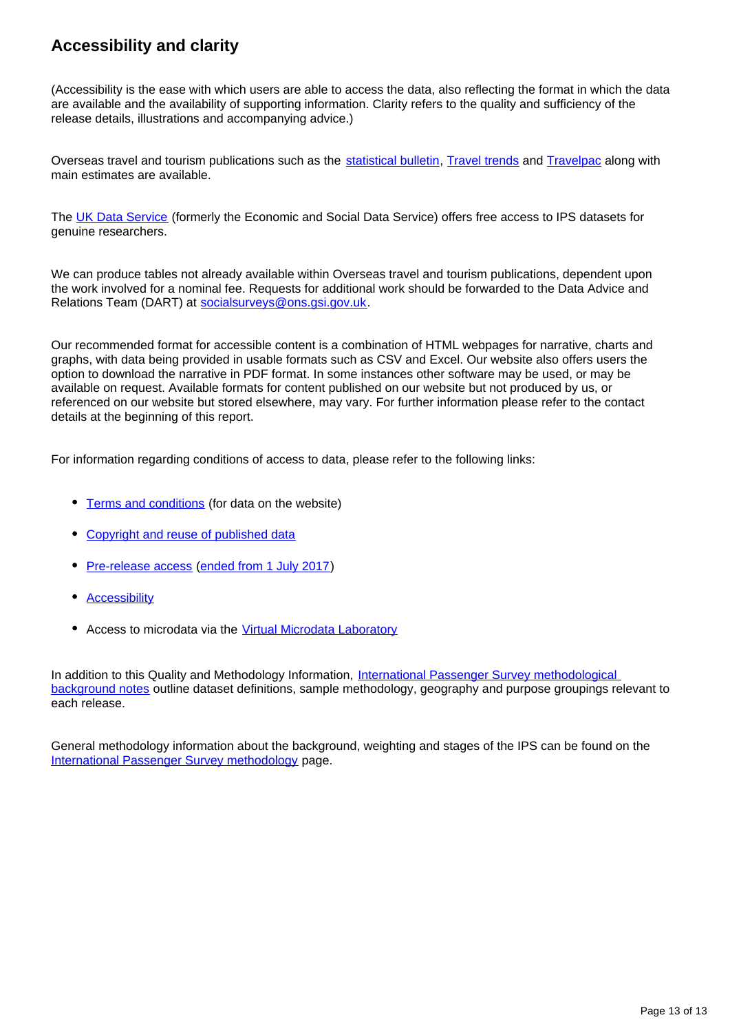## Accessibility and clarity

(Accessibility is the ease with which users are able to access the data, also reflecting the format in which the data are available and the availability of supporting information. Clarity refers to the quality and sufficiency of the release details, illustrations and accompanying advice.)

Overseas travel and tourism publications such as the statistical bulletin, Travel trends and Travelpac along with main estimates are available.

The UK Data Service (formerly the Economic and Social Data Service) offers free access to IPS datasets for genuine researchers.

We can produce tables not already available within Overseas travel and tourism publications, dependent upon the work involved for a nominal fee. Requests for additional work should be forwarded to the Data Advice and Relations Team (DART) at socialsurveys@ons.gsi.gov.uk.

Our recommended format for accessible content is a combination of HTML webpages for narrative, charts and graphs, with data being provided in usable formats such as CSV and Excel. Our website also offers users the option to download the narrative in PDF format. In some instances other software may be used, or may be available on request. Available formats for content published on our website but not produced by us, or referenced on our website but stored elsewhere, may vary. For further information please refer to the contact details at the beginning of this report.

For information regarding conditions of access to data, please refer to the following links:

- Terms and conditions (for data on the website)
- Copyright and reuse of published data
- Pre-release access (ended from 1 July 2017)
- Accessibility
- Access to microdata via the Virtual Microdata Laboratory

In addition to this Quality and Methodology Information, International Passenger Survey methodological background notes outline dataset definitions, sample methodology, geography and purpose groupings relevant to each release.

General methodology information about the background, weighting and stages of the IPS can be found on the International Passenger Survey methodology page.